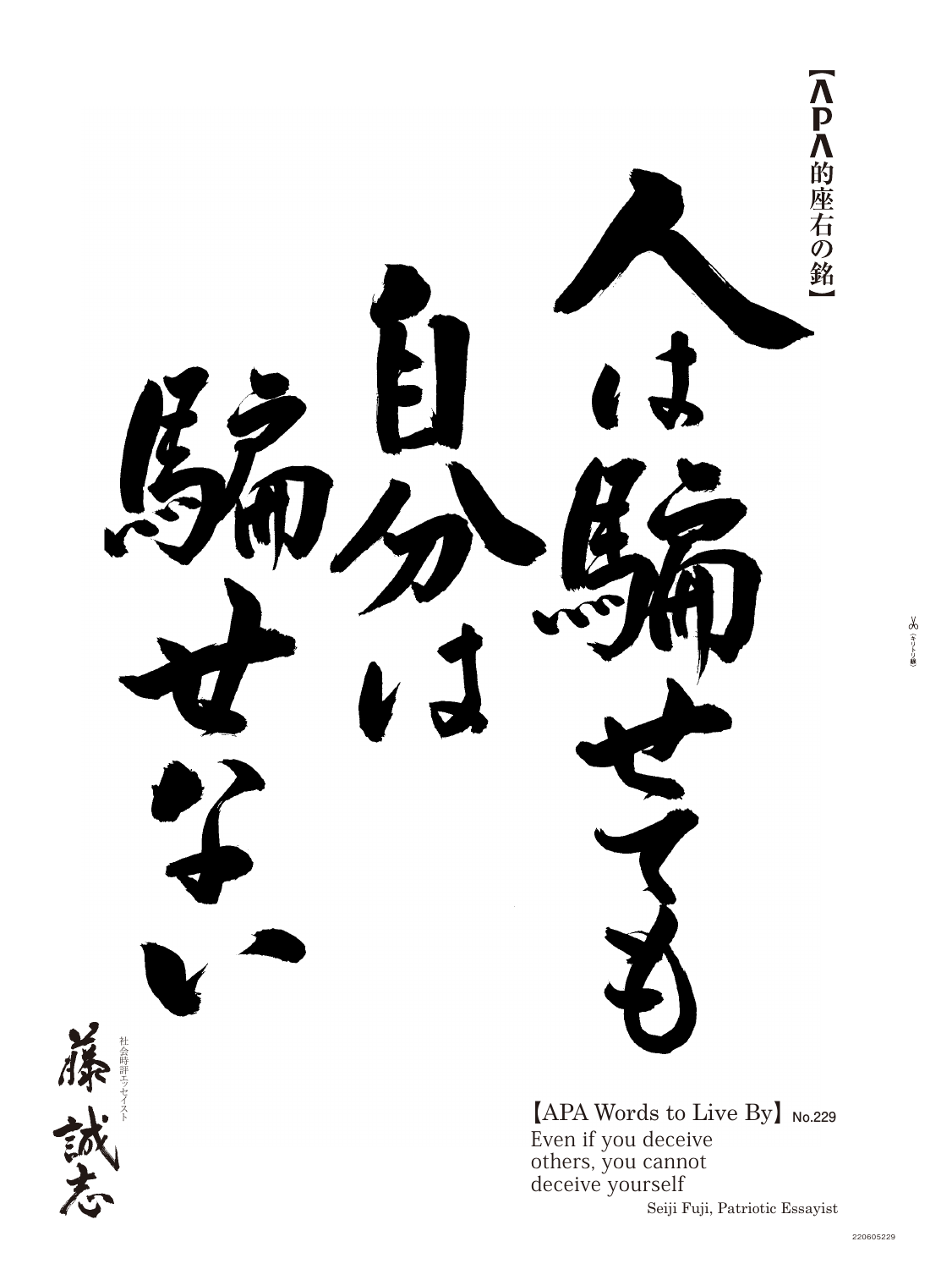【APA的座右の銘】

人は騙せても
自分は騙せない

社会時評エッセイスト
藤 誠志

【APA Words to Live By】No.229
Even if you deceive
others, you cannot
deceive yourself

Seiji Fuji, Patriotic Essayist

✂（キリトリ線）

220605229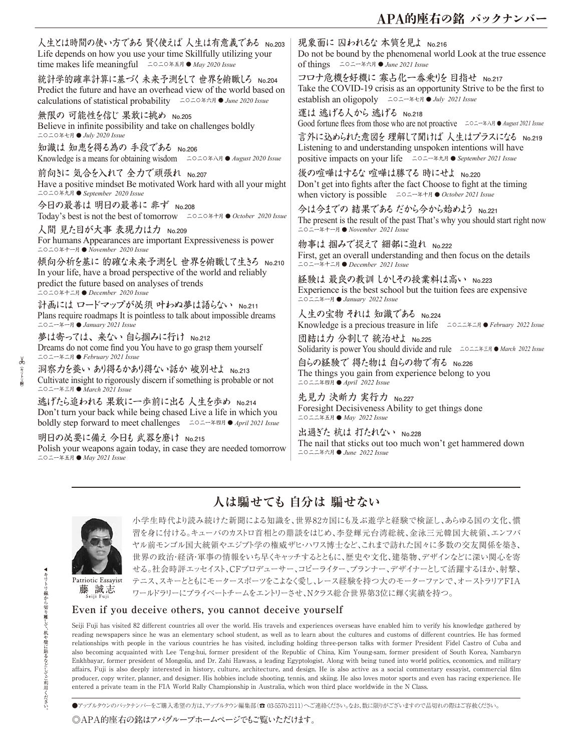# APA的座右の銘 バックナンバー

人生とは時間の使い方である 賢く使えば 人生は有意義である No.203
Life depends on how you use your time Skillfully utilizing your time makes life meaningful 二〇二〇年五月 ● *May 2020 Issue*

統計学的確率計算に基づく 未来予測をして 世界を俯瞰しろ No.204
Predict the future and have an overhead view of the world based on calculations of statistical probability 二〇二〇年六月 ● *June 2020 Issue*

無限の 可能性を信じ 果敢に挑め No.205
Believe in infinite possibility and take on challenges boldly
二〇二〇年七月 ● *July 2020 Issue*

知識は 知恵を得る為の 手段である No.206
Knowledge is a means for obtaining wisdom 二〇二〇年八月 ● *August 2020 Issue*

前向きに 気合を入れて 全力で頑張れ No.207
Have a positive mindset Be motivated Work hard with all your might
二〇二〇年九月 ● *September 2020 Issue*

今日の最善は 明日の最善に 非ず No.208
Today's best is not the best of tomorrow 二〇二〇年十月 ● *October 2020 Issue*

人間 見た目が大事 表現力は力 No.209
For humans Appearances are important Expressiveness is power
二〇二〇年十一月 ● *November 2020 Issue*

傾向分析を基に 的確な未来予測をし 世界を俯瞰して生きろ No.210
In your life, have a broad perspective of the world and reliably predict the future based on analyses of trends
二〇二〇年十二月 ● *December 2020 Issue*

計画には ロードマップが必須 叶わぬ夢は語らない No.211
Plans require roadmaps It is pointless to talk about impossible dreams
二〇二一年一月 ● *January 2021 Issue*

夢は寄っては、来ない 自ら掴みに行け No.212
Dreams do not come find you You have to go grasp them yourself
二〇二一年二月 ● *February 2021 Issue*

洞察力を養い あり得るかあり得ない話か 峻別せよ No.213
Cultivate insight to rigorously discern if something is probable or not
二〇二一年三月 ● *March 2021 Issue*

逃げたら追われる 果敢に一歩前に出る 人生を歩め No.214
Don't turn your back while being chased Live a life in which you boldly step forward to meet challenges 二〇二一年四月 ● *April 2021 Issue*

明日の必要に備え 今日も 武器を磨け No.215
Polish your weapons again today, in case they are needed tomorrow
二〇二一年五月 ● *May 2021 Issue*

現象面に 囚われるな 本質を見よ No.216
Do not be bound by the phenomenal world Look at the true essence of things 二〇二一年六月 ● *June 2021 Issue*

コロナ危機を好機に 寡占化一番乗りを 目指せ No.217
Take the COVID-19 crisis as an opportunity Strive to be the first to establish an oligopoly 二〇二一年七月 ● *July 2021 Issue*

運は 逃げる人から 逃げる No.218
Good fortune flees from those who are not proactive 二〇二一年八月 ● *August 2021 Issue*

言外に込められた意図を 理解して聞けば 人生はプラスになる No.219
Listening to and understanding unspoken intentions will have positive impacts on your life 二〇二一年九月 ● *September 2021 Issue*

後の喧嘩はするな 喧嘩は勝てる 時にせよ No.220
Don't get into fights after the fact Choose to fight at the timing when victory is possible 二〇二一年十月 ● *October 2021 Issue*

今は今までの 結果である だから今から始めよう No.221
The present is the result of the past That's why you should start right now
二〇二一年十一月 ● *November 2021 Issue*

物事は 掴みで捉えて 細部に迫れ No.222
First, get an overall understanding and then focus on the details
二〇二一年十二月 ● *December 2021 Issue*

経験は 最良の教訓 しかしその授業料は高い No.223
Experience is the best school but the tuition fees are expensive
二〇二二年一月 ● *January 2022 Issue*

人生の宝物 それは 知識である No.224
Knowledge is a precious treasure in life 二〇二二年二月 ● *February 2022 Issue*

団結は力 分割して 統治せよ No.225
Solidarity is power You should divide and rule 二〇二二年三月 ● *March 2022 Issue*

自らの経験で 得た物は 自らの物で有る No.226
The things you gain from experience belong to you
二〇二二年四月 ● *April 2022 Issue*

先見力 決断力 実行力 No.227
Foresight Decisiveness Ability to get things done
二〇二二年五月 ● *May 2022 Issue*

出過ぎた 杭は 打たれない No.228
The nail that sticks out too much won't get hammered down
二〇二二年六月 ● *June 2022 Issue*

## 人は騙せても 自分は 騙せない

Patriotic Essayist
藤 誠志
Seiji Fuji

小学生時代より読み続けた新聞による知識を、世界82カ国にも及ぶ遊学と経験で検証し、あらゆる国の文化、慣習を身に付ける。キューバのカストロ首相との鼎談をはじめ、李登輝元台湾総統、金泳三元韓国大統領、エンフバヤル前モンゴル国大統領やエジプト学の権威ザヒ・ハワス博士など、これまで訪れた国々に多数の交友関係を築き、世界の政治・経済・軍事の情報をいち早くキャッチするとともに、歴史や文化、建築物、デザインなどに深い関心を寄せる。社会時評エッセイスト、CFプロデューサー、コピーライター、プランナー、デザイナーとして活躍するほか、射撃、テニス、スキーとともにモータースポーツをこよなく愛し、レース経験を持つ大のモーターファンで、オーストラリアFIAワールドラリーにプライベートチームをエントリーさせ、Nクラス総合世界第3位に輝く実績を持つ。

### Even if you deceive others, you cannot deceive yourself

Seiji Fuji has visited 82 different countries all over the world. His travels and experiences overseas have enabled him to verify his knowledge gathered by reading newspapers since he was an elementary school student, as well as to learn about the cultures and customs of different countries. He has formed relationships with people in the various countries he has visited, including holding three-person talks with former President Fidel Castro of Cuba and also becoming acquainted with Lee Teng-hui, former president of the Republic of China, Kim Young-sam, former president of South Korea, Nambaryn Enkhbayar, former president of Mongolia, and Dr. Zahi Hawass, a leading Egyptologist. Along with being tuned into world politics, economics, and military affairs, Fuji is also deeply interested in history, culture, architecture, and design. He is also active as a social commentary essayist, commercial film producer, copy writer, planner, and designer. His hobbies include shooting, tennis, and skiing. He also loves motor sports and even has racing experience. He entered a private team in the FIA World Rally Championship in Australia, which won third place worldwide in the N Class.

◀キリトリ線から切り離して、机や壁に貼るなどしてご利用ください。

●アップルタウンのバックナンバーをご購入希望の方は、アップルタウン編集部(☎ 03-5570-2111)へご連絡ください。なお、数に限りがございますので品切れの際はご容赦ください。

◎APA的座右の銘はアパグループホームページでもご覧いただけます。